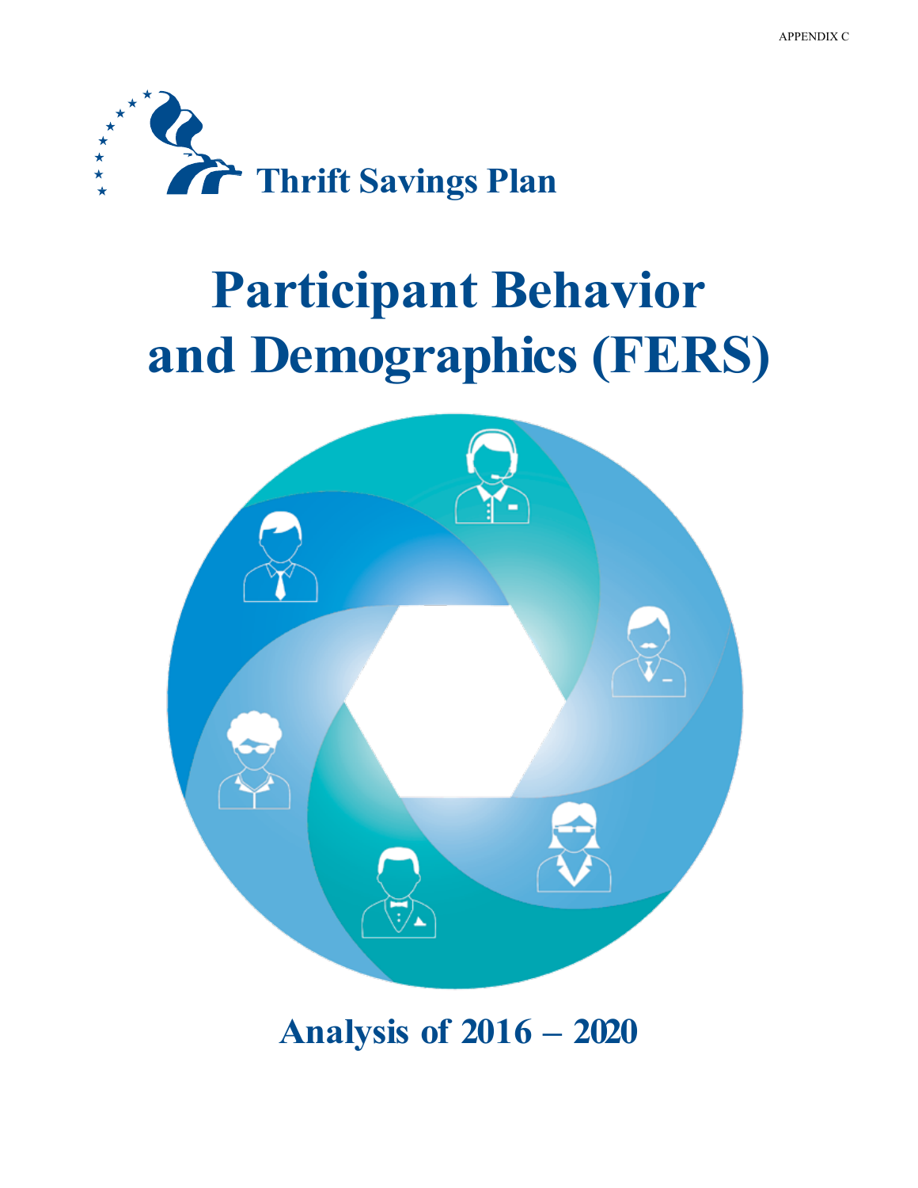APPENDIX C

**Thrift Savings Plan**

# Participant Behavior and Demographics (FERS)

## Analysis of 2016 – 2020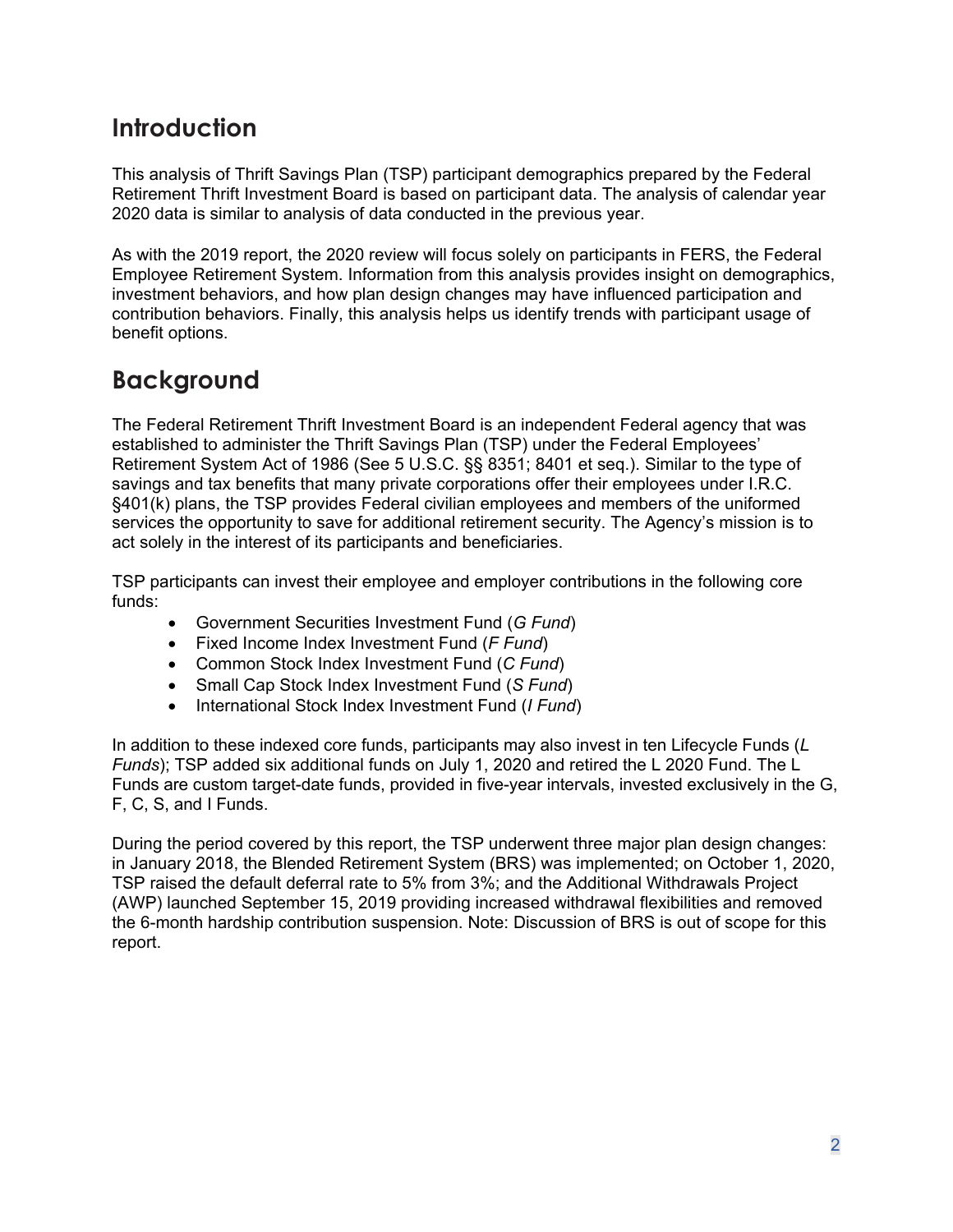## Introduction

This analysis of Thrift Savings Plan (TSP) participant demographics prepared by the Federal Retirement Thrift Investment Board is based on participant data. The analysis of calendar year 2020 data is similar to analysis of data conducted in the previous year.

As with the 2019 report, the 2020 review will focus solely on participants in FERS, the Federal Employee Retirement System. Information from this analysis provides insight on demographics, investment behaviors, and how plan design changes may have influenced participation and contribution behaviors. Finally, this analysis helps us identify trends with participant usage of benefit options.

## Background

The Federal Retirement Thrift Investment Board is an independent Federal agency that was established to administer the Thrift Savings Plan (TSP) under the Federal Employees' Retirement System Act of 1986 (See 5 U.S.C. §§ 8351; 8401 et seq.). Similar to the type of savings and tax benefits that many private corporations offer their employees under I.R.C. §401(k) plans, the TSP provides Federal civilian employees and members of the uniformed services the opportunity to save for additional retirement security. The Agency's mission is to act solely in the interest of its participants and beneficiaries.

TSP participants can invest their employee and employer contributions in the following core funds:

- Government Securities Investment Fund (*G Fund*)
- Fixed Income Index Investment Fund (*F Fund*)
- Common Stock Index Investment Fund (*C Fund*)
- Small Cap Stock Index Investment Fund (*S Fund*)
- International Stock Index Investment Fund (*I Fund*)

In addition to these indexed core funds, participants may also invest in ten Lifecycle Funds (*L Funds*); TSP added six additional funds on July 1, 2020 and retired the L 2020 Fund. The L Funds are custom target-date funds, provided in five-year intervals, invested exclusively in the G, F, C, S, and I Funds.

During the period covered by this report, the TSP underwent three major plan design changes: in January 2018, the Blended Retirement System (BRS) was implemented; on October 1, 2020, TSP raised the default deferral rate to 5% from 3%; and the Additional Withdrawals Project (AWP) launched September 15, 2019 providing increased withdrawal flexibilities and removed the 6-month hardship contribution suspension. Note: Discussion of BRS is out of scope for this report.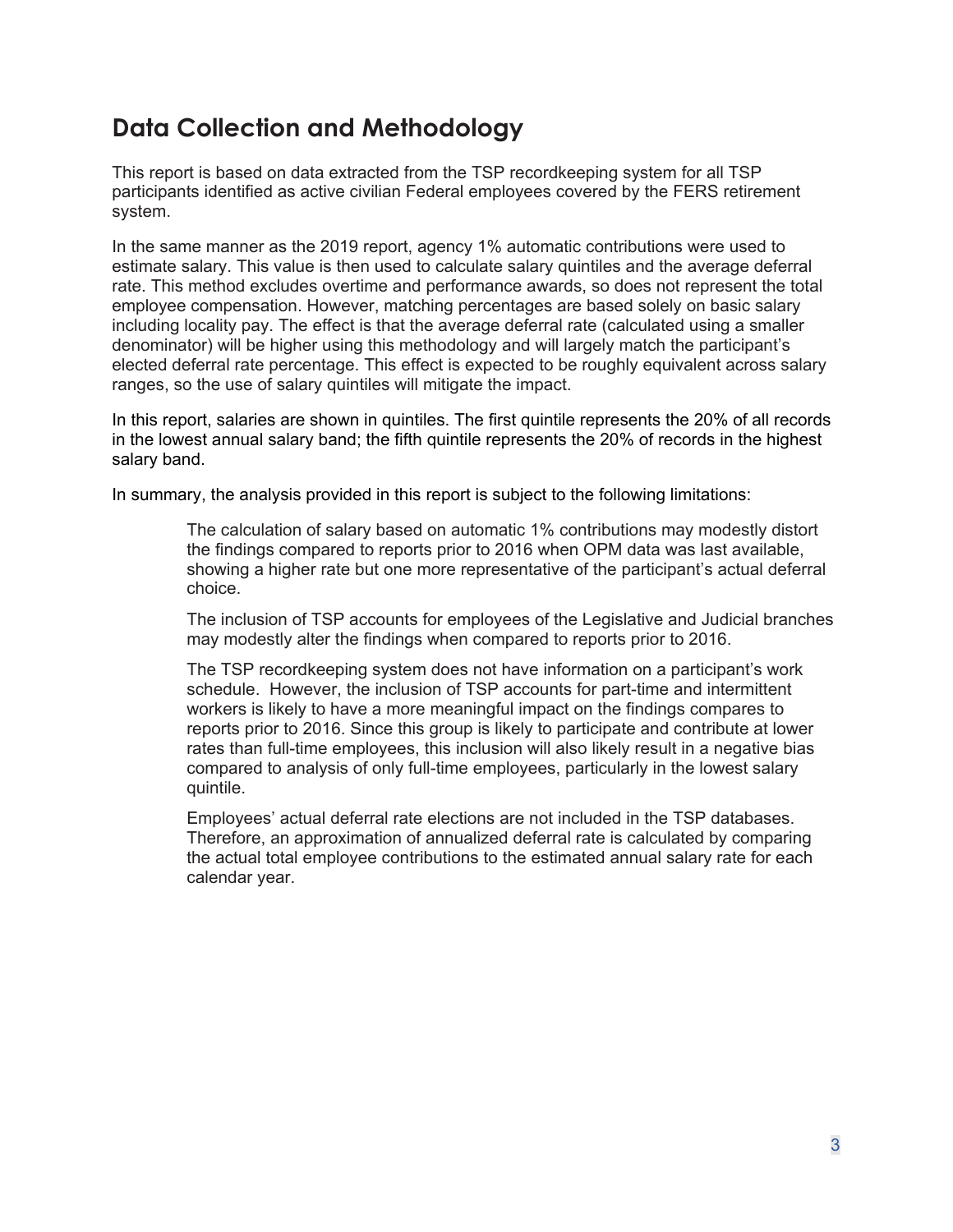## Data Collection and Methodology

This report is based on data extracted from the TSP recordkeeping system for all TSP participants identified as active civilian Federal employees covered by the FERS retirement system.

In the same manner as the 2019 report, agency 1% automatic contributions were used to estimate salary. This value is then used to calculate salary quintiles and the average deferral rate. This method excludes overtime and performance awards, so does not represent the total employee compensation. However, matching percentages are based solely on basic salary including locality pay. The effect is that the average deferral rate (calculated using a smaller denominator) will be higher using this methodology and will largely match the participant's elected deferral rate percentage. This effect is expected to be roughly equivalent across salary ranges, so the use of salary quintiles will mitigate the impact.

In this report, salaries are shown in quintiles. The first quintile represents the 20% of all records in the lowest annual salary band; the fifth quintile represents the 20% of records in the highest salary band.

In summary, the analysis provided in this report is subject to the following limitations:

> The calculation of salary based on automatic 1% contributions may modestly distort the findings compared to reports prior to 2016 when OPM data was last available, showing a higher rate but one more representative of the participant's actual deferral choice.
>
> The inclusion of TSP accounts for employees of the Legislative and Judicial branches may modestly alter the findings when compared to reports prior to 2016.
>
> The TSP recordkeeping system does not have information on a participant's work schedule. However, the inclusion of TSP accounts for part-time and intermittent workers is likely to have a more meaningful impact on the findings compares to reports prior to 2016. Since this group is likely to participate and contribute at lower rates than full-time employees, this inclusion will also likely result in a negative bias compared to analysis of only full-time employees, particularly in the lowest salary quintile.
>
> Employees' actual deferral rate elections are not included in the TSP databases. Therefore, an approximation of annualized deferral rate is calculated by comparing the actual total employee contributions to the estimated annual salary rate for each calendar year.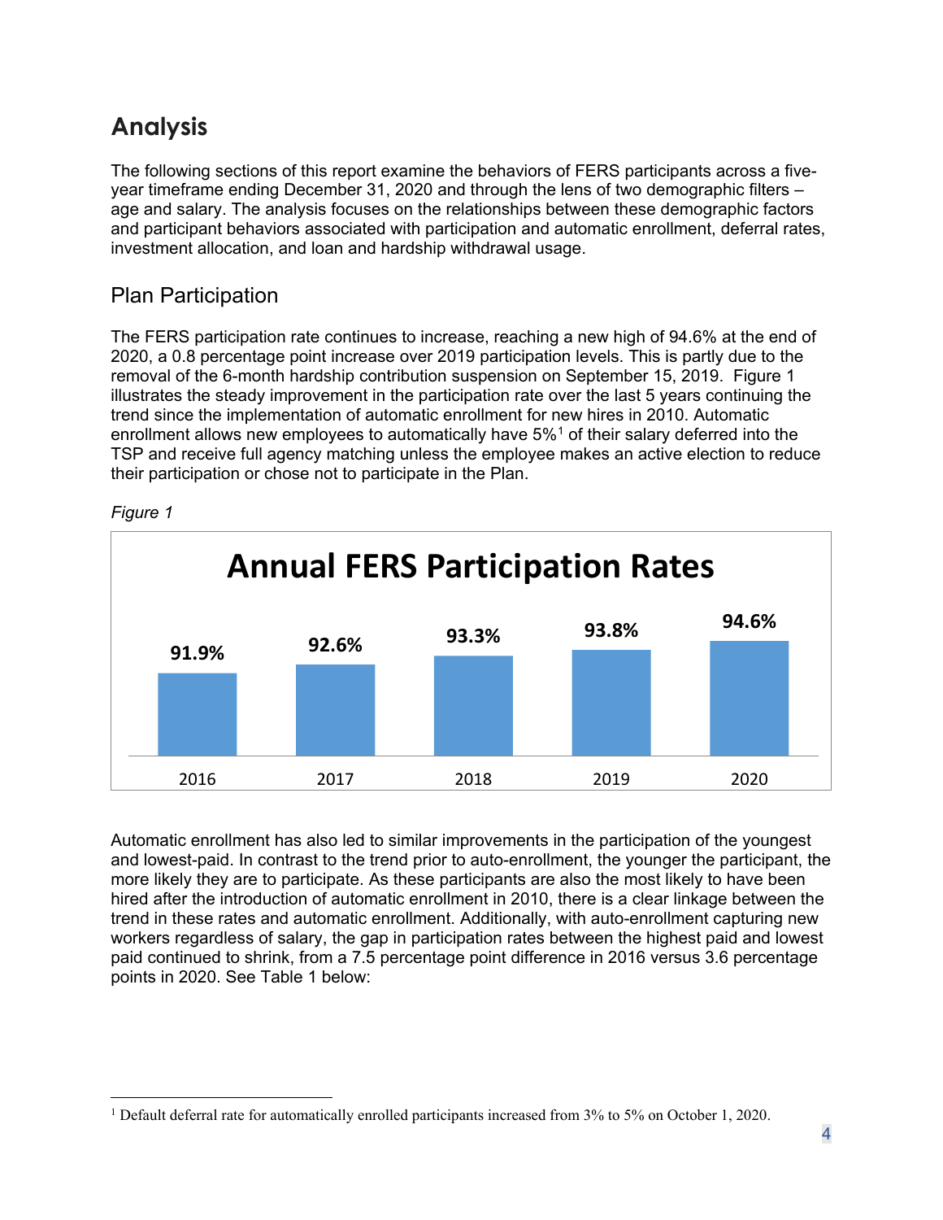# Analysis

The following sections of this report examine the behaviors of FERS participants across a five-year timeframe ending December 31, 2020 and through the lens of two demographic filters – age and salary. The analysis focuses on the relationships between these demographic factors and participant behaviors associated with participation and automatic enrollment, deferral rates, investment allocation, and loan and hardship withdrawal usage.

## Plan Participation

The FERS participation rate continues to increase, reaching a new high of 94.6% at the end of 2020, a 0.8 percentage point increase over 2019 participation levels. This is partly due to the removal of the 6-month hardship contribution suspension on September 15, 2019. Figure 1 illustrates the steady improvement in the participation rate over the last 5 years continuing the trend since the implementation of automatic enrollment for new hires in 2010. Automatic enrollment allows new employees to automatically have 5%[1] of their salary deferred into the TSP and receive full agency matching unless the employee makes an active election to reduce their participation or chose not to participate in the Plan.

*Figure 1*

**Annual FERS Participation Rates**

| Year | Participation Rate |
|---|---|
| 2016 | 91.9% |
| 2017 | 92.6% |
| 2018 | 93.3% |
| 2019 | 93.8% |
| 2020 | 94.6% |

Automatic enrollment has also led to similar improvements in the participation of the youngest and lowest-paid. In contrast to the trend prior to auto-enrollment, the younger the participant, the more likely they are to participate. As these participants are also the most likely to have been hired after the introduction of automatic enrollment in 2010, there is a clear linkage between the trend in these rates and automatic enrollment. Additionally, with auto-enrollment capturing new workers regardless of salary, the gap in participation rates between the highest paid and lowest paid continued to shrink, from a 7.5 percentage point difference in 2016 versus 3.6 percentage points in 2020. See Table 1 below:

[1] Default deferral rate for automatically enrolled participants increased from 3% to 5% on October 1, 2020.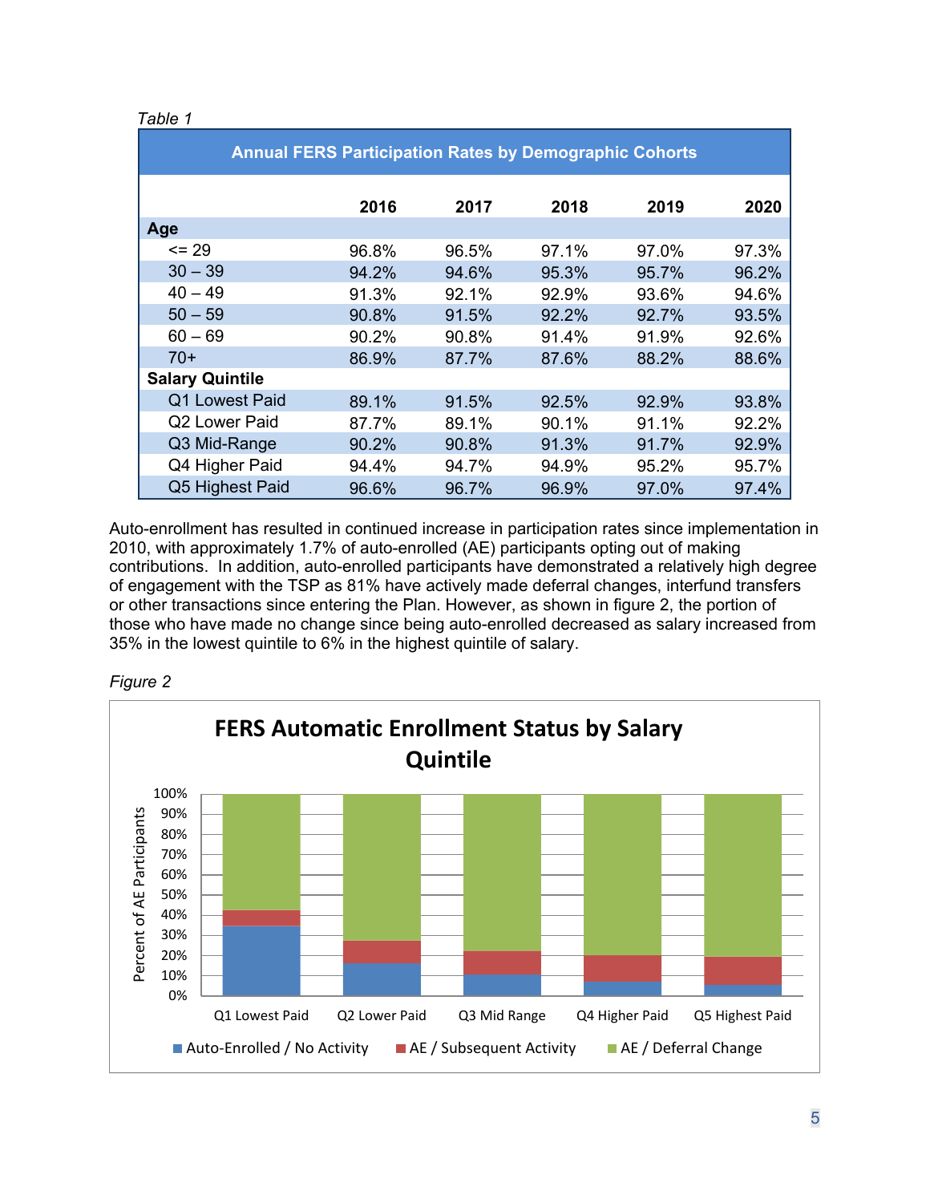*Table 1*

| Annual FERS Participation Rates by Demographic Cohorts | | | | | |
|---|---|---|---|---|---|
| | **2016** | **2017** | **2018** | **2019** | **2020** |
| **Age** | | | | | |
| <= 29 | 96.8% | 96.5% | 97.1% | 97.0% | 97.3% |
| 30 – 39 | 94.2% | 94.6% | 95.3% | 95.7% | 96.2% |
| 40 – 49 | 91.3% | 92.1% | 92.9% | 93.6% | 94.6% |
| 50 – 59 | 90.8% | 91.5% | 92.2% | 92.7% | 93.5% |
| 60 – 69 | 90.2% | 90.8% | 91.4% | 91.9% | 92.6% |
| 70+ | 86.9% | 87.7% | 87.6% | 88.2% | 88.6% |
| **Salary Quintile** | | | | | |
| Q1 Lowest Paid | 89.1% | 91.5% | 92.5% | 92.9% | 93.8% |
| Q2 Lower Paid | 87.7% | 89.1% | 90.1% | 91.1% | 92.2% |
| Q3 Mid-Range | 90.2% | 90.8% | 91.3% | 91.7% | 92.9% |
| Q4 Higher Paid | 94.4% | 94.7% | 94.9% | 95.2% | 95.7% |
| Q5 Highest Paid | 96.6% | 96.7% | 96.9% | 97.0% | 97.4% |

Auto-enrollment has resulted in continued increase in participation rates since implementation in 2010, with approximately 1.7% of auto-enrolled (AE) participants opting out of making contributions. In addition, auto-enrolled participants have demonstrated a relatively high degree of engagement with the TSP as 81% have actively made deferral changes, interfund transfers or other transactions since entering the Plan. However, as shown in figure 2, the portion of those who have made no change since being auto-enrolled decreased as salary increased from 35% in the lowest quintile to 6% in the highest quintile of salary.

*Figure 2*

**FERS Automatic Enrollment Status by Salary Quintile**

(Stacked bar chart; y-axis: Percent of AE Participants, 0%–100%; categories: Q1 Lowest Paid, Q2 Lower Paid, Q3 Mid Range, Q4 Higher Paid, Q5 Highest Paid; legend: Auto-Enrolled / No Activity, AE / Subsequent Activity, AE / Deferral Change)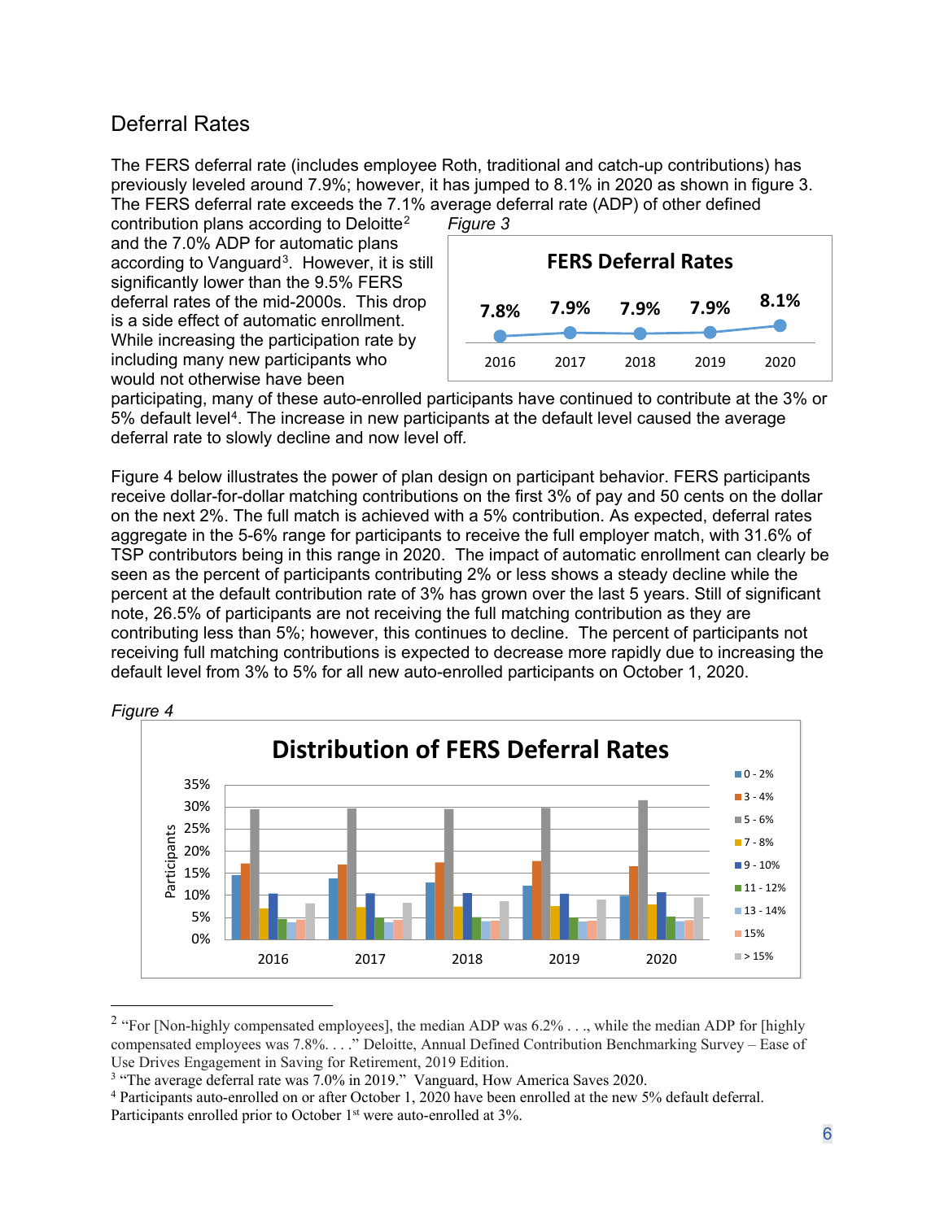## Deferral Rates

The FERS deferral rate (includes employee Roth, traditional and catch-up contributions) has previously leveled around 7.9%; however, it has jumped to 8.1% in 2020 as shown in figure 3. The FERS deferral rate exceeds the 7.1% average deferral rate (ADP) of other defined contribution plans according to Deloitte[2] and the 7.0% ADP for automatic plans according to Vanguard[3]. However, it is still significantly lower than the 9.5% FERS deferral rates of the mid-2000s. This drop is a side effect of automatic enrollment. While increasing the participation rate by including many new participants who would not otherwise have been participating, many of these auto-enrolled participants have continued to contribute at the 3% or 5% default level[4]. The increase in new participants at the default level caused the average deferral rate to slowly decline and now level off.

*Figure 3*

**FERS Deferral Rates**

| 2016 | 2017 | 2018 | 2019 | 2020 |
|---|---|---|---|---|
| 7.8% | 7.9% | 7.9% | 7.9% | 8.1% |

Figure 4 below illustrates the power of plan design on participant behavior. FERS participants receive dollar-for-dollar matching contributions on the first 3% of pay and 50 cents on the dollar on the next 2%. The full match is achieved with a 5% contribution. As expected, deferral rates aggregate in the 5-6% range for participants to receive the full employer match, with 31.6% of TSP contributors being in this range in 2020. The impact of automatic enrollment can clearly be seen as the percent of participants contributing 2% or less shows a steady decline while the percent at the default contribution rate of 3% has grown over the last 5 years. Still of significant note, 26.5% of participants are not receiving the full matching contribution as they are contributing less than 5%; however, this continues to decline. The percent of participants not receiving full matching contributions is expected to decrease more rapidly due to increasing the default level from 3% to 5% for all new auto-enrolled participants on October 1, 2020.

*Figure 4*

**Distribution of FERS Deferral Rates**

[Bar chart: Participants (0%–35%) by deferral rate category (0 - 2%, 3 - 4%, 5 - 6%, 7 - 8%, 9 - 10%, 11 - 12%, 13 - 14%, 15%, > 15%) for years 2016, 2017, 2018, 2019, 2020]

---

[2] "For [Non-highly compensated employees], the median ADP was 6.2% . . ., while the median ADP for [highly compensated employees was 7.8%. . . ." Deloitte, Annual Defined Contribution Benchmarking Survey – Ease of Use Drives Engagement in Saving for Retirement, 2019 Edition.

[3] "The average deferral rate was 7.0% in 2019." Vanguard, How America Saves 2020.

[4] Participants auto-enrolled on or after October 1, 2020 have been enrolled at the new 5% default deferral. Participants enrolled prior to October 1st were auto-enrolled at 3%.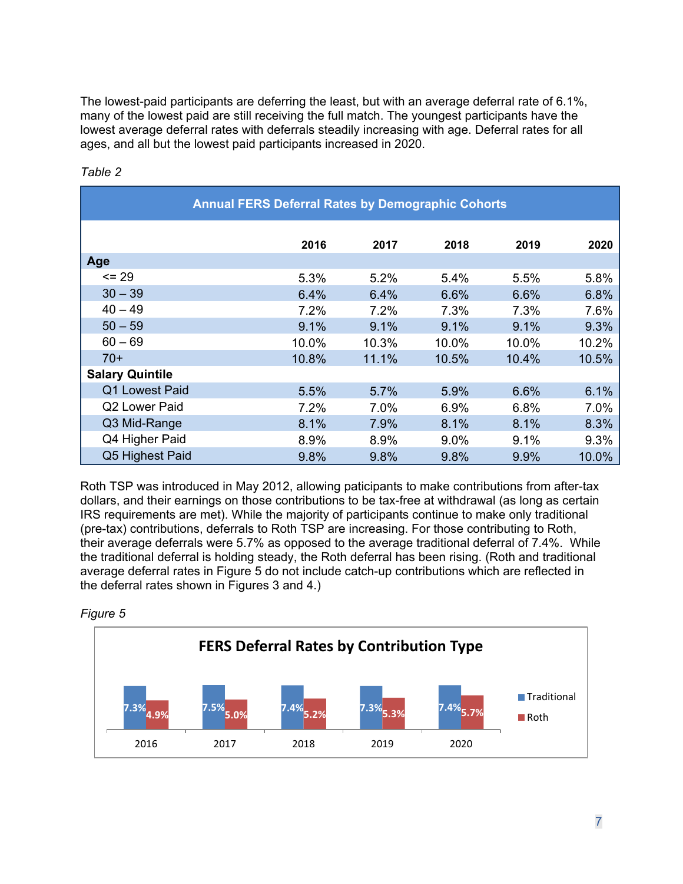The lowest-paid participants are deferring the least, but with an average deferral rate of 6.1%, many of the lowest paid are still receiving the full match. The youngest participants have the lowest average deferral rates with deferrals steadily increasing with age. Deferral rates for all ages, and all but the lowest paid participants increased in 2020.

*Table 2*

| Annual FERS Deferral Rates by Demographic Cohorts | | | | | |
|---|---|---|---|---|---|
| | **2016** | **2017** | **2018** | **2019** | **2020** |
| **Age** | | | | | |
| <= 29 | 5.3% | 5.2% | 5.4% | 5.5% | 5.8% |
| 30 – 39 | 6.4% | 6.4% | 6.6% | 6.6% | 6.8% |
| 40 – 49 | 7.2% | 7.2% | 7.3% | 7.3% | 7.6% |
| 50 – 59 | 9.1% | 9.1% | 9.1% | 9.1% | 9.3% |
| 60 – 69 | 10.0% | 10.3% | 10.0% | 10.0% | 10.2% |
| 70+ | 10.8% | 11.1% | 10.5% | 10.4% | 10.5% |
| **Salary Quintile** | | | | | |
| Q1 Lowest Paid | 5.5% | 5.7% | 5.9% | 6.6% | 6.1% |
| Q2 Lower Paid | 7.2% | 7.0% | 6.9% | 6.8% | 7.0% |
| Q3 Mid-Range | 8.1% | 7.9% | 8.1% | 8.1% | 8.3% |
| Q4 Higher Paid | 8.9% | 8.9% | 9.0% | 9.1% | 9.3% |
| Q5 Highest Paid | 9.8% | 9.8% | 9.8% | 9.9% | 10.0% |

Roth TSP was introduced in May 2012, allowing paticipants to make contributions from after-tax dollars, and their earnings on those contributions to be tax-free at withdrawal (as long as certain IRS requirements are met). While the majority of participants continue to make only traditional (pre-tax) contributions, deferrals to Roth TSP are increasing. For those contributing to Roth, their average deferrals were 5.7% as opposed to the average traditional deferral of 7.4%. While the traditional deferral is holding steady, the Roth deferral has been rising. (Roth and traditional average deferral rates in Figure 5 do not include catch-up contributions which are reflected in the deferral rates shown in Figures 3 and 4.)

*Figure 5*

**FERS Deferral Rates by Contribution Type**

| | 2016 | 2017 | 2018 | 2019 | 2020 |
|---|---|---|---|---|---|
| Traditional | 7.3% | 7.5% | 7.4% | 7.3% | 7.4% |
| Roth | 4.9% | 5.0% | 5.2% | 5.3% | 5.7% |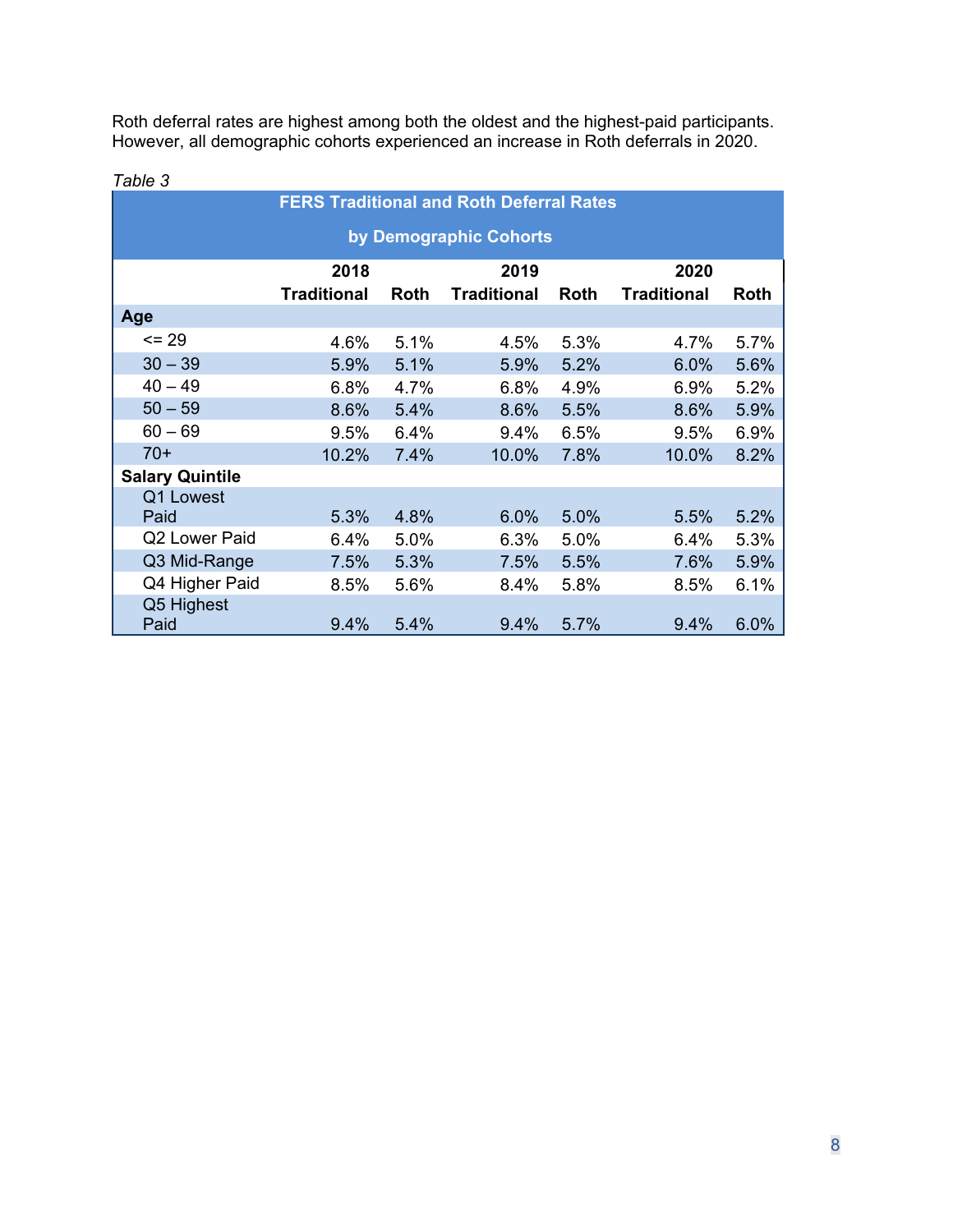Roth deferral rates are highest among both the oldest and the highest-paid participants. However, all demographic cohorts experienced an increase in Roth deferrals in 2020.

*Table 3*

| FERS Traditional and Roth Deferral Rates by Demographic Cohorts | | | | | | |
|---|---|---|---|---|---|---|
| | **2018** | | **2019** | | **2020** | |
| | **Traditional** | **Roth** | **Traditional** | **Roth** | **Traditional** | **Roth** |
| **Age** | | | | | | |
| <= 29 | 4.6% | 5.1% | 4.5% | 5.3% | 4.7% | 5.7% |
| 30 – 39 | 5.9% | 5.1% | 5.9% | 5.2% | 6.0% | 5.6% |
| 40 – 49 | 6.8% | 4.7% | 6.8% | 4.9% | 6.9% | 5.2% |
| 50 – 59 | 8.6% | 5.4% | 8.6% | 5.5% | 8.6% | 5.9% |
| 60 – 69 | 9.5% | 6.4% | 9.4% | 6.5% | 9.5% | 6.9% |
| 70+ | 10.2% | 7.4% | 10.0% | 7.8% | 10.0% | 8.2% |
| **Salary Quintile** | | | | | | |
| Q1 Lowest Paid | 5.3% | 4.8% | 6.0% | 5.0% | 5.5% | 5.2% |
| Q2 Lower Paid | 6.4% | 5.0% | 6.3% | 5.0% | 6.4% | 5.3% |
| Q3 Mid-Range | 7.5% | 5.3% | 7.5% | 5.5% | 7.6% | 5.9% |
| Q4 Higher Paid | 8.5% | 5.6% | 8.4% | 5.8% | 8.5% | 6.1% |
| Q5 Highest Paid | 9.4% | 5.4% | 9.4% | 5.7% | 9.4% | 6.0% |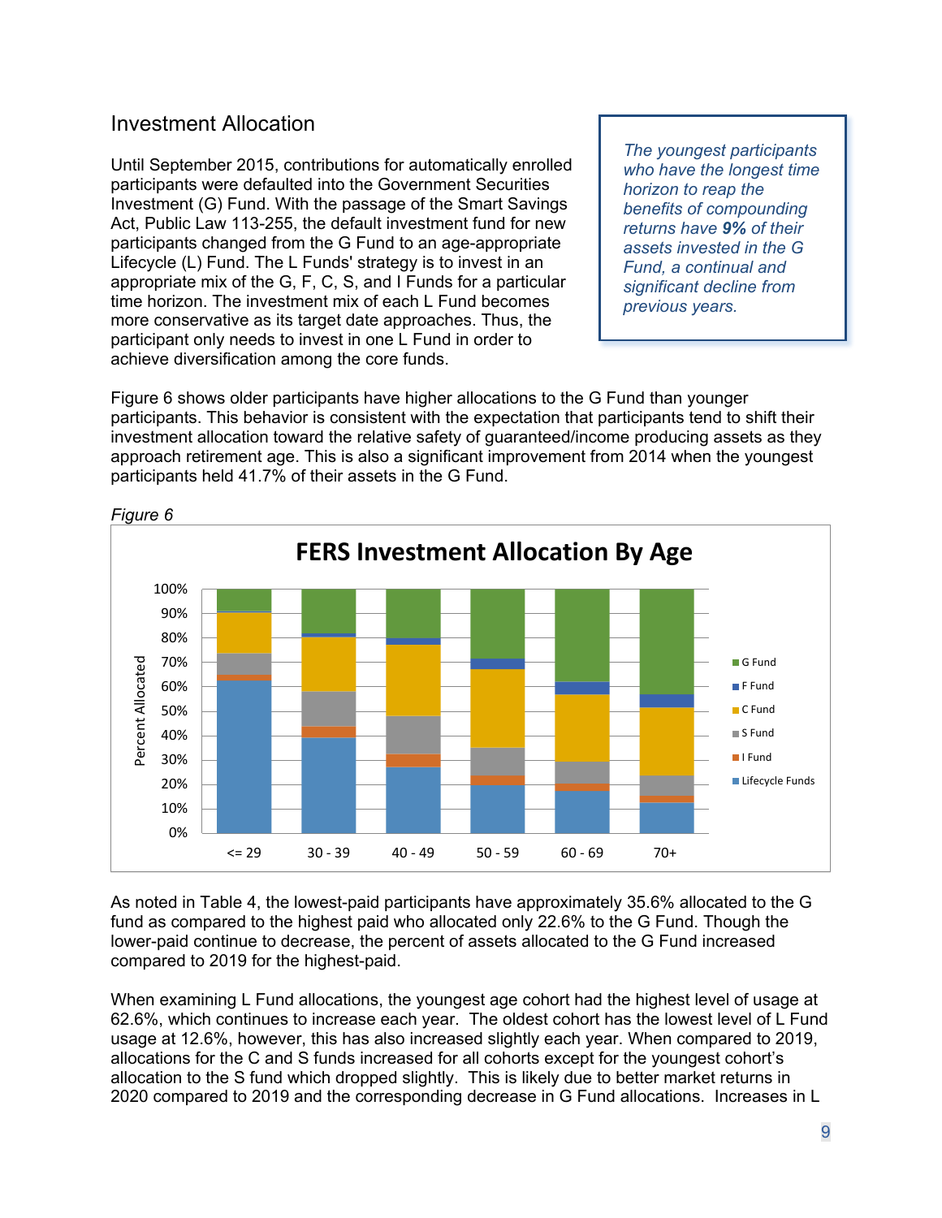## Investment Allocation

Until September 2015, contributions for automatically enrolled participants were defaulted into the Government Securities Investment (G) Fund. With the passage of the Smart Savings Act, Public Law 113-255, the default investment fund for new participants changed from the G Fund to an age-appropriate Lifecycle (L) Fund. The L Funds' strategy is to invest in an appropriate mix of the G, F, C, S, and I Funds for a particular time horizon. The investment mix of each L Fund becomes more conservative as its target date approaches. Thus, the participant only needs to invest in one L Fund in order to achieve diversification among the core funds.

> *The youngest participants who have the longest time horizon to reap the benefits of compounding returns have **9%** of their assets invested in the G Fund, a continual and significant decline from previous years.*

Figure 6 shows older participants have higher allocations to the G Fund than younger participants. This behavior is consistent with the expectation that participants tend to shift their investment allocation toward the relative safety of guaranteed/income producing assets as they approach retirement age. This is also a significant improvement from 2014 when the youngest participants held 41.7% of their assets in the G Fund.

*Figure 6*

FERS Investment Allocation By Age

As noted in Table 4, the lowest-paid participants have approximately 35.6% allocated to the G fund as compared to the highest paid who allocated only 22.6% to the G Fund. Though the lower-paid continue to decrease, the percent of assets allocated to the G Fund increased compared to 2019 for the highest-paid.

When examining L Fund allocations, the youngest age cohort had the highest level of usage at 62.6%, which continues to increase each year. The oldest cohort has the lowest level of L Fund usage at 12.6%, however, this has also increased slightly each year. When compared to 2019, allocations for the C and S funds increased for all cohorts except for the youngest cohort's allocation to the S fund which dropped slightly. This is likely due to better market returns in 2020 compared to 2019 and the corresponding decrease in G Fund allocations. Increases in L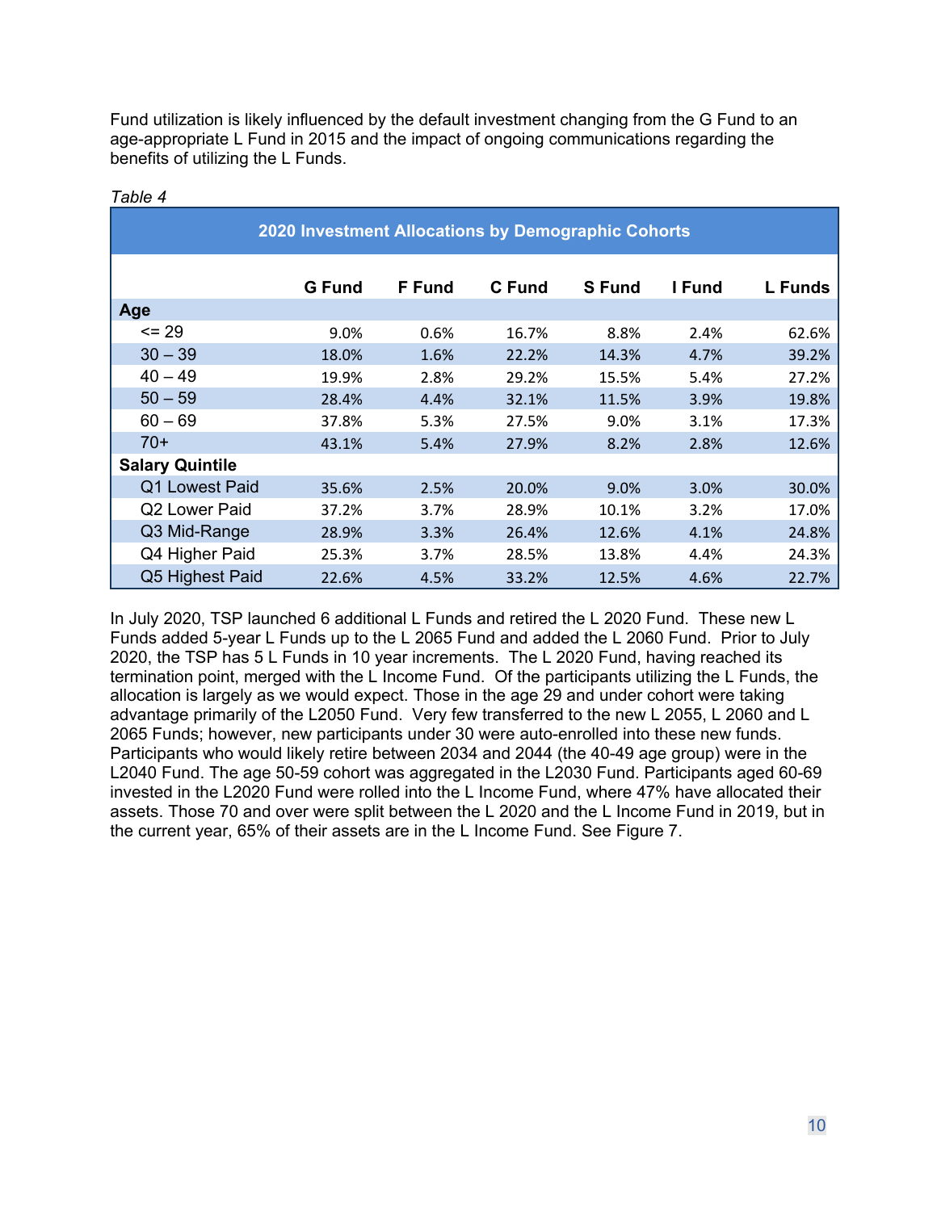Fund utilization is likely influenced by the default investment changing from the G Fund to an age-appropriate L Fund in 2015 and the impact of ongoing communications regarding the benefits of utilizing the L Funds.

*Table 4*

| 2020 Investment Allocations by Demographic Cohorts | | | | | | |
|---|---|---|---|---|---|---|
| | **G Fund** | **F Fund** | **C Fund** | **S Fund** | **I Fund** | **L Funds** |
| **Age** | | | | | | |
| <= 29 | 9.0% | 0.6% | 16.7% | 8.8% | 2.4% | 62.6% |
| 30 – 39 | 18.0% | 1.6% | 22.2% | 14.3% | 4.7% | 39.2% |
| 40 – 49 | 19.9% | 2.8% | 29.2% | 15.5% | 5.4% | 27.2% |
| 50 – 59 | 28.4% | 4.4% | 32.1% | 11.5% | 3.9% | 19.8% |
| 60 – 69 | 37.8% | 5.3% | 27.5% | 9.0% | 3.1% | 17.3% |
| 70+ | 43.1% | 5.4% | 27.9% | 8.2% | 2.8% | 12.6% |
| **Salary Quintile** | | | | | | |
| Q1 Lowest Paid | 35.6% | 2.5% | 20.0% | 9.0% | 3.0% | 30.0% |
| Q2 Lower Paid | 37.2% | 3.7% | 28.9% | 10.1% | 3.2% | 17.0% |
| Q3 Mid-Range | 28.9% | 3.3% | 26.4% | 12.6% | 4.1% | 24.8% |
| Q4 Higher Paid | 25.3% | 3.7% | 28.5% | 13.8% | 4.4% | 24.3% |
| Q5 Highest Paid | 22.6% | 4.5% | 33.2% | 12.5% | 4.6% | 22.7% |

In July 2020, TSP launched 6 additional L Funds and retired the L 2020 Fund. These new L Funds added 5-year L Funds up to the L 2065 Fund and added the L 2060 Fund. Prior to July 2020, the TSP has 5 L Funds in 10 year increments. The L 2020 Fund, having reached its termination point, merged with the L Income Fund. Of the participants utilizing the L Funds, the allocation is largely as we would expect. Those in the age 29 and under cohort were taking advantage primarily of the L2050 Fund. Very few transferred to the new L 2055, L 2060 and L 2065 Funds; however, new participants under 30 were auto-enrolled into these new funds. Participants who would likely retire between 2034 and 2044 (the 40-49 age group) were in the L2040 Fund. The age 50-59 cohort was aggregated in the L2030 Fund. Participants aged 60-69 invested in the L2020 Fund were rolled into the L Income Fund, where 47% have allocated their assets. Those 70 and over were split between the L 2020 and the L Income Fund in 2019, but in the current year, 65% of their assets are in the L Income Fund. See Figure 7.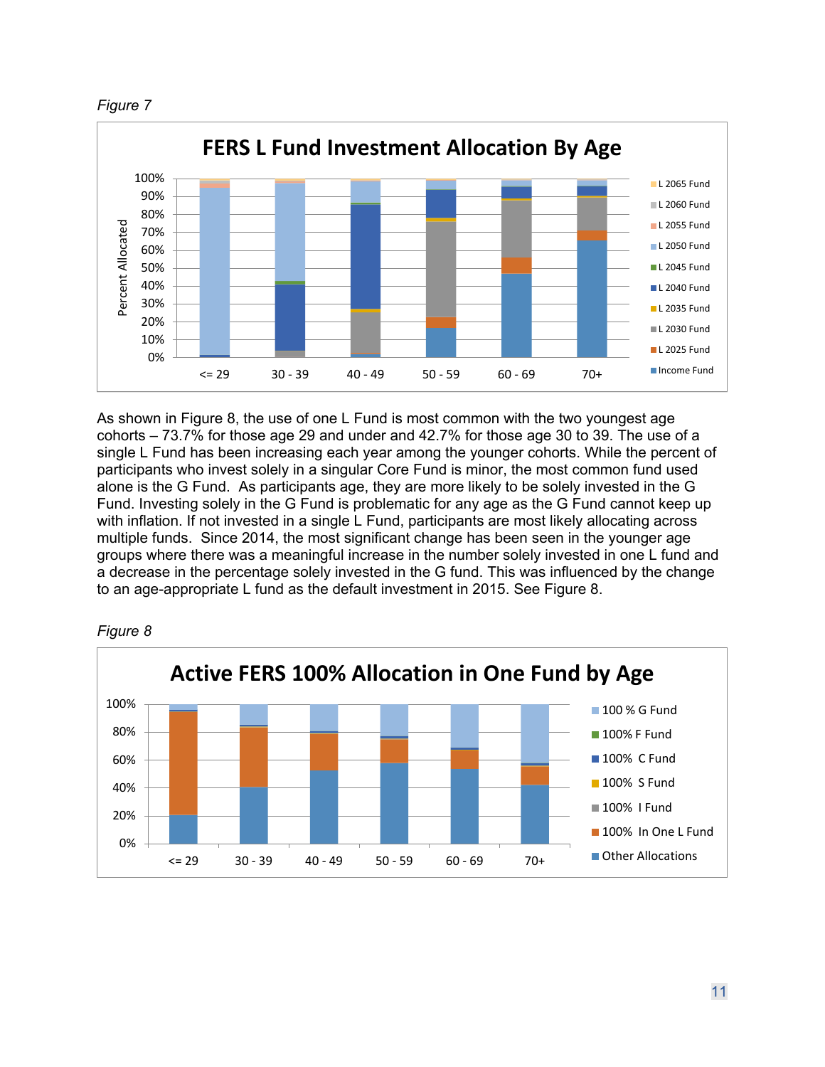*Figure 7*

As shown in Figure 8, the use of one L Fund is most common with the two youngest age cohorts – 73.7% for those age 29 and under and 42.7% for those age 30 to 39. The use of a single L Fund has been increasing each year among the younger cohorts. While the percent of participants who invest solely in a singular Core Fund is minor, the most common fund used alone is the G Fund. As participants age, they are more likely to be solely invested in the G Fund. Investing solely in the G Fund is problematic for any age as the G Fund cannot keep up with inflation. If not invested in a single L Fund, participants are most likely allocating across multiple funds. Since 2014, the most significant change has been seen in the younger age groups where there was a meaningful increase in the number solely invested in one L fund and a decrease in the percentage solely invested in the G fund. This was influenced by the change to an age-appropriate L fund as the default investment in 2015. See Figure 8.

*Figure 8*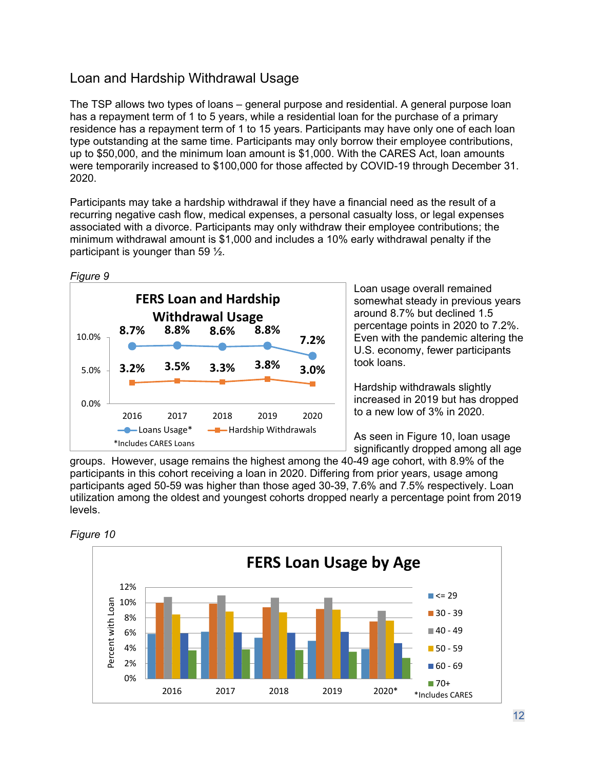## Loan and Hardship Withdrawal Usage

The TSP allows two types of loans – general purpose and residential. A general purpose loan has a repayment term of 1 to 5 years, while a residential loan for the purchase of a primary residence has a repayment term of 1 to 15 years. Participants may have only one of each loan type outstanding at the same time. Participants may only borrow their employee contributions, up to $50,000, and the minimum loan amount is $1,000. With the CARES Act, loan amounts were temporarily increased to $100,000 for those affected by COVID-19 through December 31. 2020.

Participants may take a hardship withdrawal if they have a financial need as the result of a recurring negative cash flow, medical expenses, a personal casualty loss, or legal expenses associated with a divorce. Participants may only withdraw their employee contributions; the minimum withdrawal amount is $1,000 and includes a 10% early withdrawal penalty if the participant is younger than 59 ½.

*Figure 9*

**FERS Loan and Hardship Withdrawal Usage**

| | 2016 | 2017 | 2018 | 2019 | 2020 |
|---|---|---|---|---|---|
| Loans Usage* | 8.7% | 8.8% | 8.6% | 8.8% | 7.2% |
| Hardship Withdrawals | 3.2% | 3.5% | 3.3% | 3.8% | 3.0% |

*Includes CARES Loans

Loan usage overall remained somewhat steady in previous years around 8.7% but declined 1.5 percentage points in 2020 to 7.2%. Even with the pandemic altering the U.S. economy, fewer participants took loans.

Hardship withdrawals slightly increased in 2019 but has dropped to a new low of 3% in 2020.

As seen in Figure 10, loan usage significantly dropped among all age groups. However, usage remains the highest among the 40-49 age cohort, with 8.9% of the participants in this cohort receiving a loan in 2020. Differing from prior years, usage among participants aged 50-59 was higher than those aged 30-39, 7.6% and 7.5% respectively. Loan utilization among the oldest and youngest cohorts dropped nearly a percentage point from 2019 levels.

*Figure 10*

**FERS Loan Usage by Age**

Percent with Loan by age group (<= 29, 30 - 39, 40 - 49, 50 - 59, 60 - 69, 70+), 2016–2020*

*Includes CARES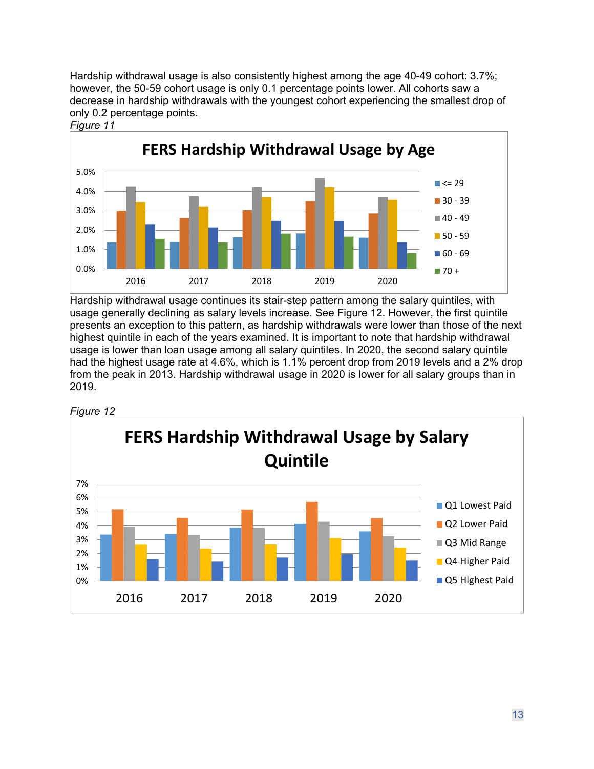Hardship withdrawal usage is also consistently highest among the age 40-49 cohort: 3.7%; however, the 50-59 cohort usage is only 0.1 percentage points lower. All cohorts saw a decrease in hardship withdrawals with the youngest cohort experiencing the smallest drop of only 0.2 percentage points.

*Figure 11*

Hardship withdrawal usage continues its stair-step pattern among the salary quintiles, with usage generally declining as salary levels increase. See Figure 12. However, the first quintile presents an exception to this pattern, as hardship withdrawals were lower than those of the next highest quintile in each of the years examined. It is important to note that hardship withdrawal usage is lower than loan usage among all salary quintiles. In 2020, the second salary quintile had the highest usage rate at 4.6%, which is 1.1% percent drop from 2019 levels and a 2% drop from the peak in 2013. Hardship withdrawal usage in 2020 is lower for all salary groups than in 2019.

*Figure 12*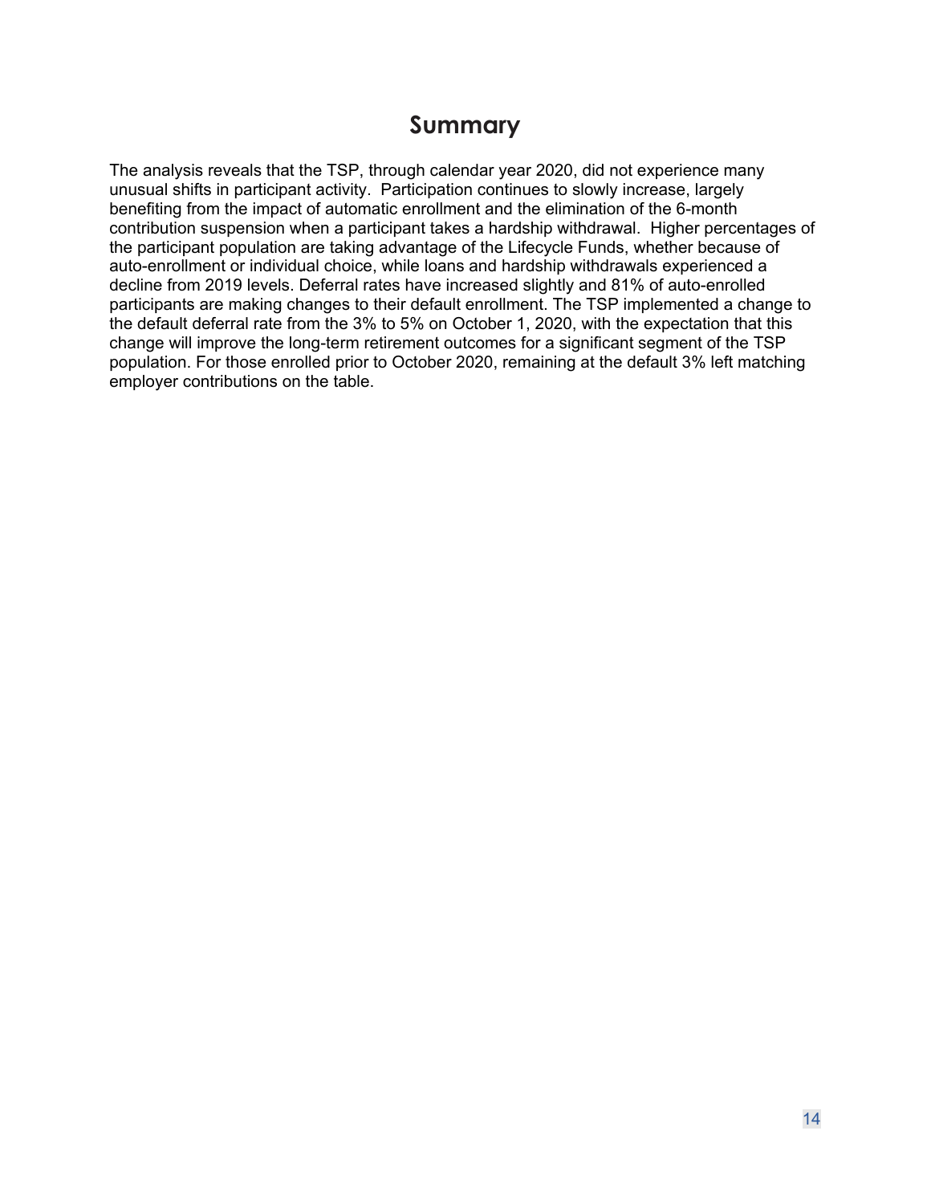## Summary

The analysis reveals that the TSP, through calendar year 2020, did not experience many unusual shifts in participant activity. Participation continues to slowly increase, largely benefiting from the impact of automatic enrollment and the elimination of the 6-month contribution suspension when a participant takes a hardship withdrawal. Higher percentages of the participant population are taking advantage of the Lifecycle Funds, whether because of auto-enrollment or individual choice, while loans and hardship withdrawals experienced a decline from 2019 levels. Deferral rates have increased slightly and 81% of auto-enrolled participants are making changes to their default enrollment. The TSP implemented a change to the default deferral rate from the 3% to 5% on October 1, 2020, with the expectation that this change will improve the long-term retirement outcomes for a significant segment of the TSP population. For those enrolled prior to October 2020, remaining at the default 3% left matching employer contributions on the table.